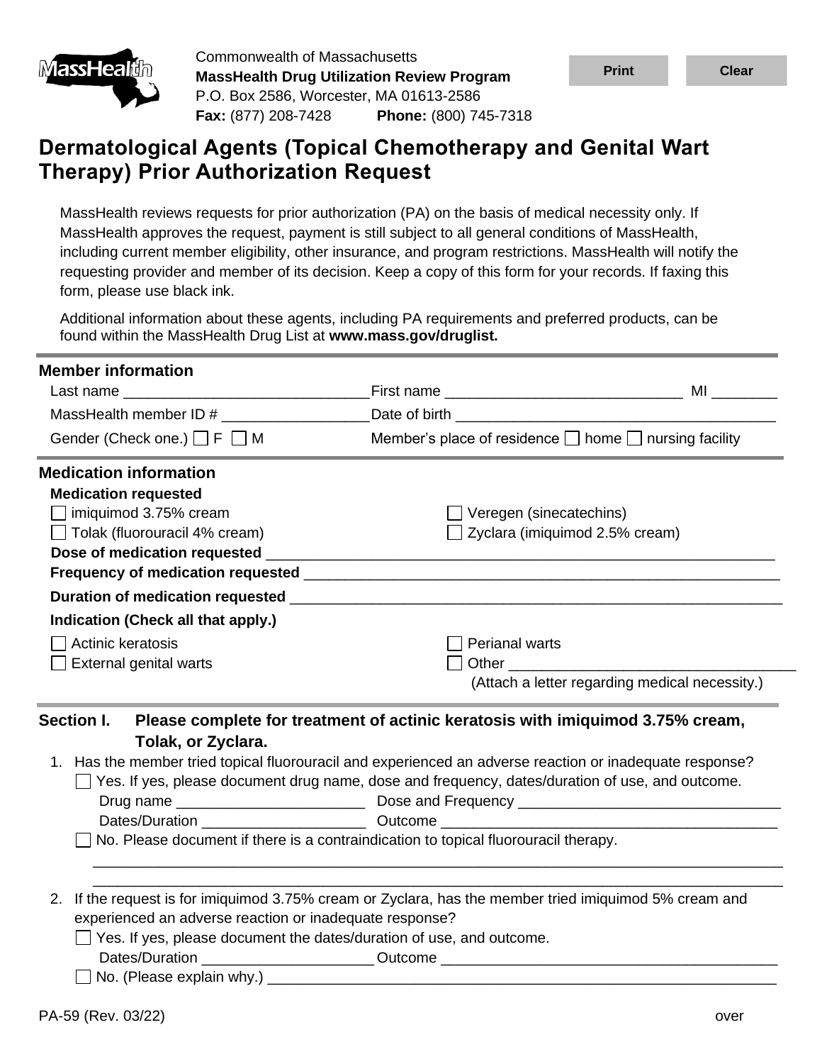Commonwealth of Massachusetts
**MassHealth Drug Utilization Review Program**
P.O. Box 2586, Worcester, MA 01613-2586
**Fax:** (877) 208-7428 **Phone:** (800) 745-7318

# Dermatological Agents (Topical Chemotherapy and Genital Wart Therapy) Prior Authorization Request

MassHealth reviews requests for prior authorization (PA) on the basis of medical necessity only. If MassHealth approves the request, payment is still subject to all general conditions of MassHealth, including current member eligibility, other insurance, and program restrictions. MassHealth will notify the requesting provider and member of its decision. Keep a copy of this form for your records. If faxing this form, please use black ink.

Additional information about these agents, including PA requirements and preferred products, can be found within the MassHealth Drug List at **www.mass.gov/druglist.**

## Member information

Last name ______________________________ First name ____________________________ MI ________

MassHealth member ID # __________________ Date of birth ______________________________________

Gender (Check one.) ☐ F ☐ M Member's place of residence ☐ home ☐ nursing facility

## Medication information

**Medication requested**

☐ imiquimod 3.75% cream
☐ Tolak (fluorouracil 4% cream)
☐ Veregen (sinecatechins)
☐ Zyclara (imiquimod 2.5% cream)

**Dose of medication requested** ______________________________________________________________

**Frequency of medication requested** __________________________________________________________

**Duration of medication requested** ___________________________________________________________

**Indication (Check all that apply.)**

☐ Actinic keratosis
☐ External genital warts
☐ Perianal warts
☐ Other ___________________________________
(Attach a letter regarding medical necessity.)

## Section I. Please complete for treatment of actinic keratosis with imiquimod 3.75% cream, Tolak, or Zyclara.

1. Has the member tried topical fluorouracil and experienced an adverse reaction or inadequate response?
   ☐ Yes. If yes, please document drug name, dose and frequency, dates/duration of use, and outcome.
   Drug name _______________________ Dose and Frequency ________________________________
   Dates/Duration ____________________ Outcome _________________________________________
   ☐ No. Please document if there is a contraindication to topical fluorouracil therapy.
   ________________________________________________________________________________________
   ________________________________________________________________________________________

2. If the request is for imiquimod 3.75% cream or Zyclara, has the member tried imiquimod 5% cream and experienced an adverse reaction or inadequate response?
   ☐ Yes. If yes, please document the dates/duration of use, and outcome.
   Dates/Duration _____________________ Outcome __________________________________________
   ☐ No. (Please explain why.) ________________________________________________________________

PA-59 (Rev. 03/22)

over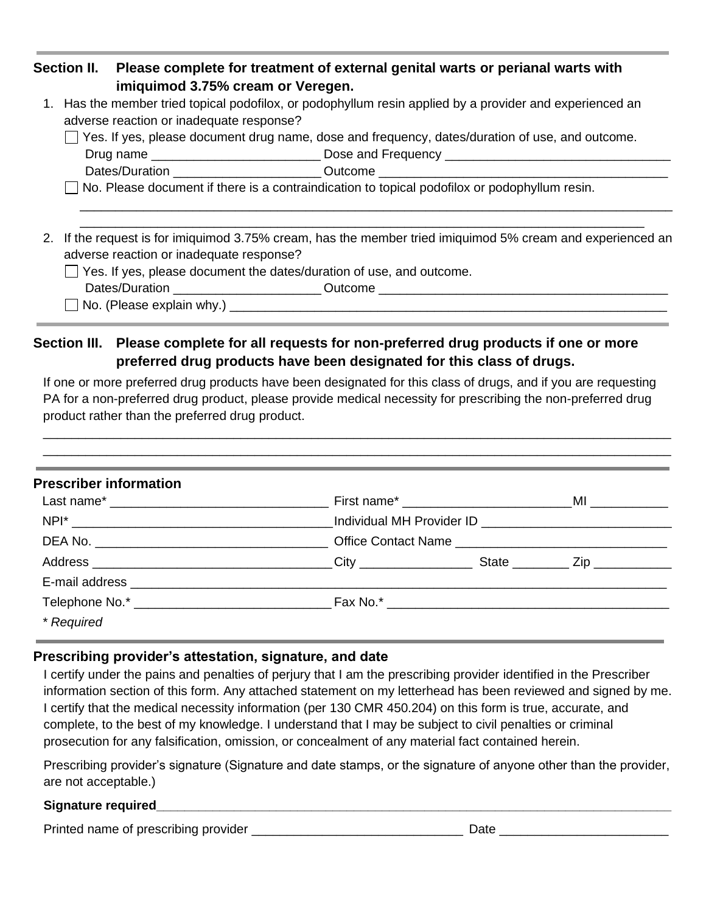## Section II. Please complete for treatment of external genital warts or perianal warts with imiquimod 3.75% cream or Veregen.

1. Has the member tried topical podofilox, or podophyllum resin applied by a provider and experienced an adverse reaction or inadequate response?
   - ☐ Yes. If yes, please document drug name, dose and frequency, dates/duration of use, and outcome.
     Drug name ________________________ Dose and Frequency ________________________________
     Dates/Duration _____________________ Outcome __________________________________________
   - ☐ No. Please document if there is a contraindication to topical podofilox or podophyllum resin.
     ______________________________________________________________________________________
     ______________________________________________________________________________________

2. If the request is for imiquimod 3.75% cream, has the member tried imiquimod 5% cream and experienced an adverse reaction or inadequate response?
   - ☐ Yes. If yes, please document the dates/duration of use, and outcome.
     Dates/Duration _____________________ Outcome __________________________________________
   - ☐ No. (Please explain why.) _________________________________________________________________

## Section III. Please complete for all requests for non-preferred drug products if one or more preferred drug products have been designated for this class of drugs.

If one or more preferred drug products have been designated for this class of drugs, and if you are requesting PA for a non-preferred drug product, please provide medical necessity for prescribing the non-preferred drug product rather than the preferred drug product.

______________________________________________________________________________________
______________________________________________________________________________________

## Prescriber information

Last name* _______________________________ First name* ________________________ MI ___________

NPI* ____________________________________ Individual MH Provider ID ___________________________

DEA No. _________________________________ Office Contact Name ______________________________

Address __________________________________ City ________________ State ________ Zip ___________

E-mail address ____________________________________________________________________________

Telephone No.* ____________________________ Fax No.* ________________________________________

*\* Required*

## Prescribing provider's attestation, signature, and date

I certify under the pains and penalties of perjury that I am the prescribing provider identified in the Prescriber information section of this form. Any attached statement on my letterhead has been reviewed and signed by me. I certify that the medical necessity information (per 130 CMR 450.204) on this form is true, accurate, and complete, to the best of my knowledge. I understand that I may be subject to civil penalties or criminal prosecution for any falsification, omission, or concealment of any material fact contained herein.

Prescribing provider's signature (Signature and date stamps, or the signature of anyone other than the provider, are not acceptable.)

**Signature required**______________________________________________________________________

Printed name of prescribing provider ______________________________ Date ________________________